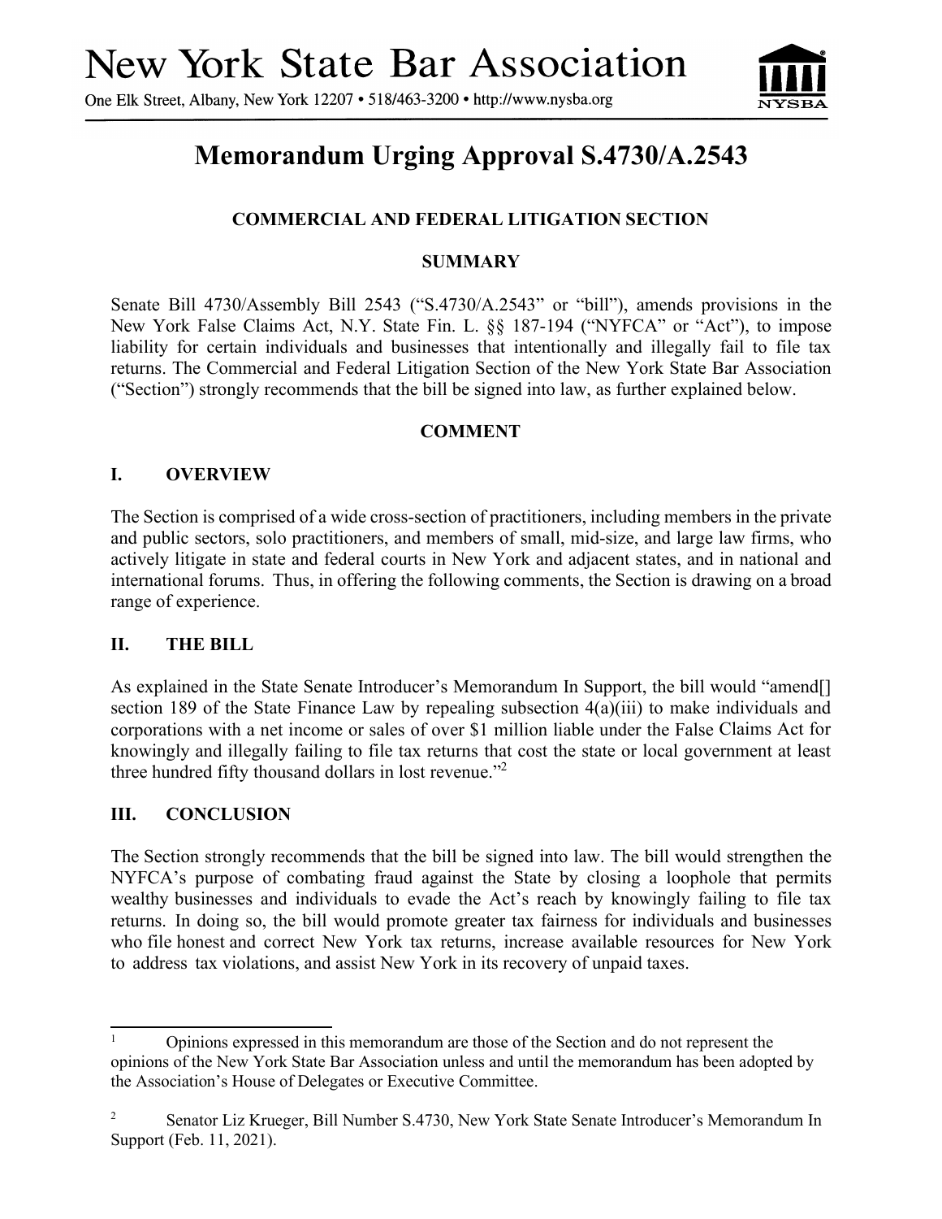# New York State Bar Association

One Elk Street, Albany, New York 12207 • 518/463-3200 • http://www.nysba.org

## Memorandum Urging Approval S.4730/A.2543

### COMMERCIAL AND FEDERAL LITIGATION SECTION

### SUMMARY

Senate Bill 4730/Assembly Bill 2543 ("S.4730/A.2543" or "bill"), amends provisions in the New York False Claims Act, N.Y. State Fin. L. §§ 187-194 ("NYFCA" or "Act"), to impose liability for certain individuals and businesses that intentionally and illegally fail to file tax returns. The Commercial and Federal Litigation Section of the New York State Bar Association ("Section") strongly recommends that the bill be signed into law, as further explained below.

### COMMENT

### I. OVERVIEW

The Section is comprised of a wide cross-section of practitioners, including members in the private and public sectors, solo practitioners, and members of small, mid-size, and large law firms, who actively litigate in state and federal courts in New York and adjacent states, and in national and international forums. Thus, in offering the following comments, the Section is drawing on a broad range of experience.

### II. THE BILL

As explained in the State Senate Introducer's Memorandum In Support, the bill would "amend[] section 189 of the State Finance Law by repealing subsection 4(a)(iii) to make individuals and corporations with a net income or sales of over $1 million liable under the False Claims Act for knowingly and illegally failing to file tax returns that cost the state or local government at least three hundred fifty thousand dollars in lost revenue."[2]

### III. CONCLUSION

The Section strongly recommends that the bill be signed into law. The bill would strengthen the NYFCA's purpose of combating fraud against the State by closing a loophole that permits wealthy businesses and individuals to evade the Act's reach by knowingly failing to file tax returns. In doing so, the bill would promote greater tax fairness for individuals and businesses who file honest and correct New York tax returns, increase available resources for New York to address tax violations, and assist New York in its recovery of unpaid taxes.

---

[1] Opinions expressed in this memorandum are those of the Section and do not represent the opinions of the New York State Bar Association unless and until the memorandum has been adopted by the Association's House of Delegates or Executive Committee.

[2] Senator Liz Krueger, Bill Number S.4730, New York State Senate Introducer's Memorandum In Support (Feb. 11, 2021).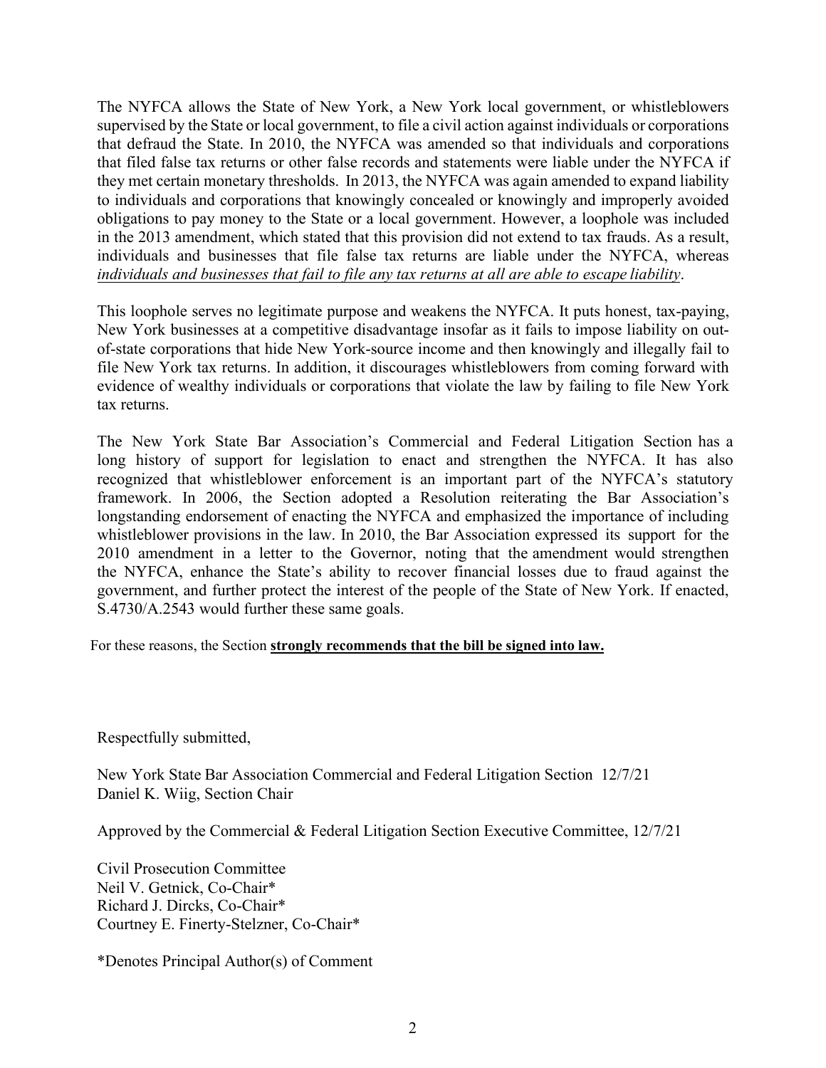The NYFCA allows the State of New York, a New York local government, or whistleblowers supervised by the State or local government, to file a civil action against individuals or corporations that defraud the State. In 2010, the NYFCA was amended so that individuals and corporations that filed false tax returns or other false records and statements were liable under the NYFCA if they met certain monetary thresholds. In 2013, the NYFCA was again amended to expand liability to individuals and corporations that knowingly concealed or knowingly and improperly avoided obligations to pay money to the State or a local government. However, a loophole was included in the 2013 amendment, which stated that this provision did not extend to tax frauds. As a result, individuals and businesses that file false tax returns are liable under the NYFCA, whereas <u>*individuals and businesses that fail to file any tax returns at all are able to escape liability*</u>.

This loophole serves no legitimate purpose and weakens the NYFCA. It puts honest, tax-paying, New York businesses at a competitive disadvantage insofar as it fails to impose liability on out-of-state corporations that hide New York-source income and then knowingly and illegally fail to file New York tax returns. In addition, it discourages whistleblowers from coming forward with evidence of wealthy individuals or corporations that violate the law by failing to file New York tax returns.

The New York State Bar Association's Commercial and Federal Litigation Section has a long history of support for legislation to enact and strengthen the NYFCA. It has also recognized that whistleblower enforcement is an important part of the NYFCA's statutory framework. In 2006, the Section adopted a Resolution reiterating the Bar Association's longstanding endorsement of enacting the NYFCA and emphasized the importance of including whistleblower provisions in the law. In 2010, the Bar Association expressed its support for the 2010 amendment in a letter to the Governor, noting that the amendment would strengthen the NYFCA, enhance the State's ability to recover financial losses due to fraud against the government, and further protect the interest of the people of the State of New York. If enacted, S.4730/A.2543 would further these same goals.

For these reasons, the Section <u>**strongly recommends that the bill be signed into law.**</u>

Respectfully submitted,

New York State Bar Association Commercial and Federal Litigation Section 12/7/21
Daniel K. Wiig, Section Chair

Approved by the Commercial & Federal Litigation Section Executive Committee, 12/7/21

Civil Prosecution Committee
Neil V. Getnick, Co-Chair*
Richard J. Dircks, Co-Chair*
Courtney E. Finerty-Stelzner, Co-Chair*

*Denotes Principal Author(s) of Comment